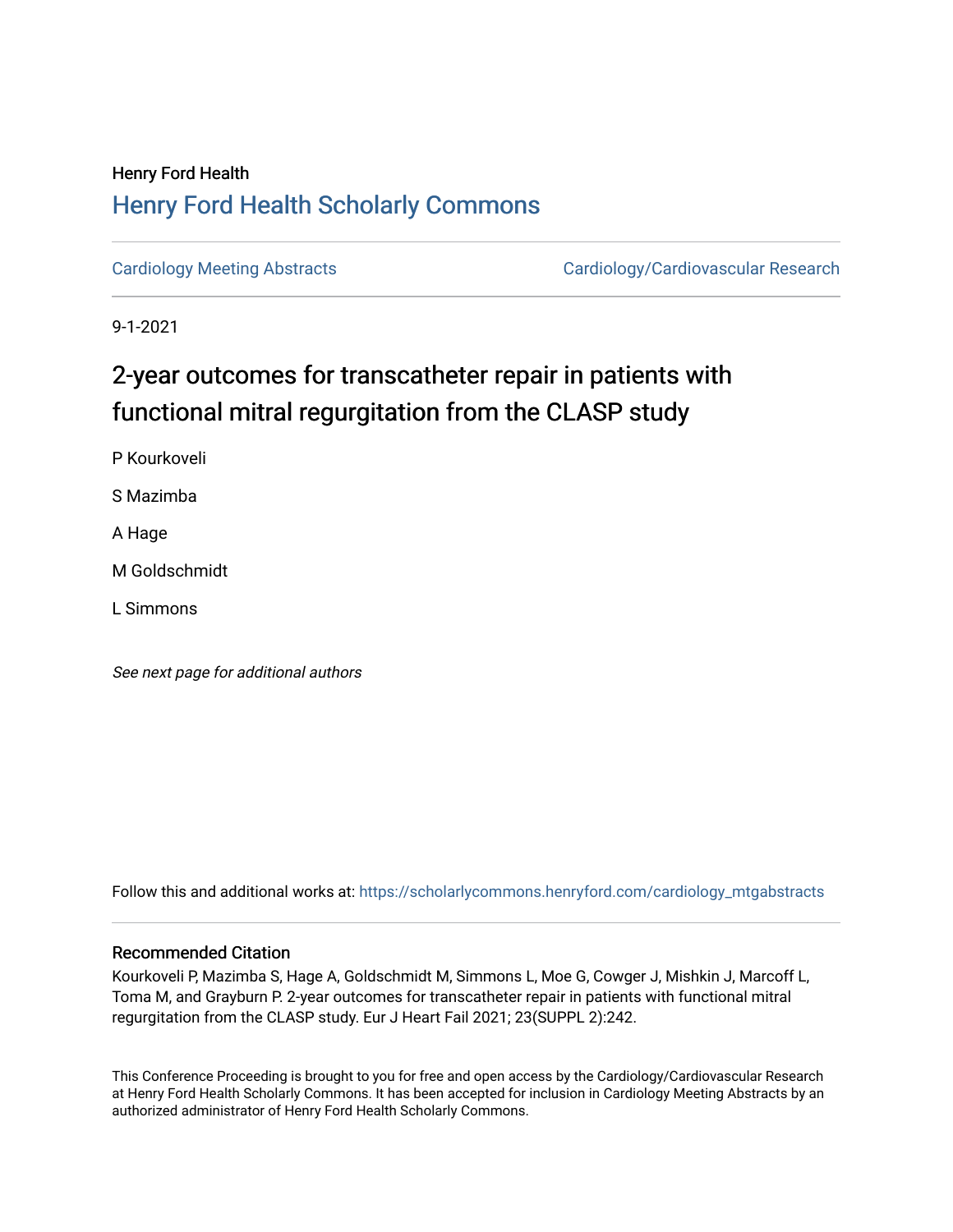Henry Ford Health

## Henry Ford Health Scholarly Commons

Cardiology Meeting Abstracts | Cardiology/Cardiovascular Research

9-1-2021

# 2-year outcomes for transcatheter repair in patients with functional mitral regurgitation from the CLASP study

P Kourkoveli

S Mazimba

A Hage

M Goldschmidt

L Simmons

*See next page for additional authors*

Follow this and additional works at: https://scholarlycommons.henryford.com/cardiology_mtgabstracts

### Recommended Citation

Kourkoveli P, Mazimba S, Hage A, Goldschmidt M, Simmons L, Moe G, Cowger J, Mishkin J, Marcoff L, Toma M, and Grayburn P. 2-year outcomes for transcatheter repair in patients with functional mitral regurgitation from the CLASP study. Eur J Heart Fail 2021; 23(SUPPL 2):242.

This Conference Proceeding is brought to you for free and open access by the Cardiology/Cardiovascular Research at Henry Ford Health Scholarly Commons. It has been accepted for inclusion in Cardiology Meeting Abstracts by an authorized administrator of Henry Ford Health Scholarly Commons.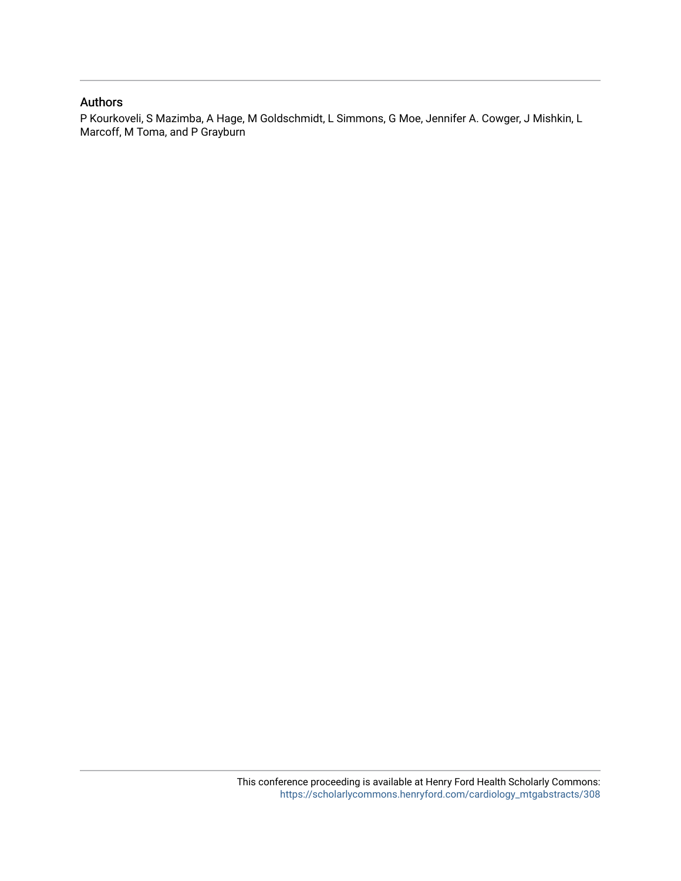## Authors

P Kourkoveli, S Mazimba, A Hage, M Goldschmidt, L Simmons, G Moe, Jennifer A. Cowger, J Mishkin, L Marcoff, M Toma, and P Grayburn

This conference proceeding is available at Henry Ford Health Scholarly Commons: https://scholarlycommons.henryford.com/cardiology_mtgabstracts/308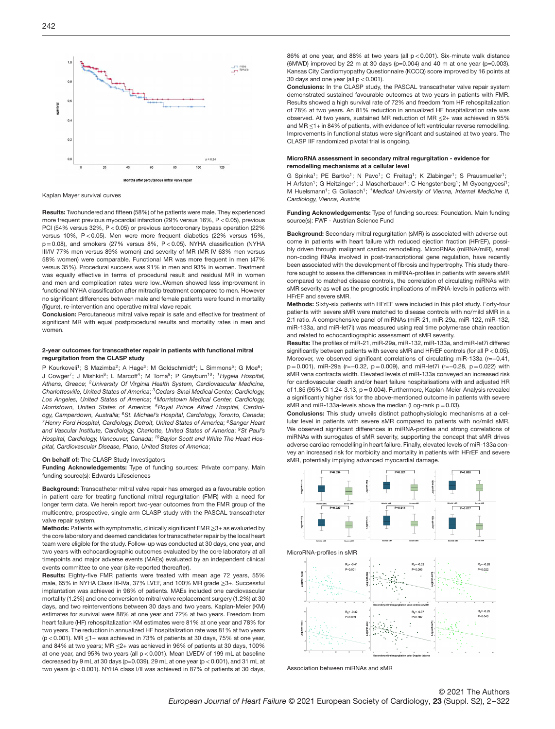1,0

0,8

0,6

0,4

0,2

0,0

survival

male
female

p = 0.24

0 20 40 60 80 100 120

Months after percutaneous mitral valve repair

Kaplan Mayer survival curves

**Results:** Twohundered and fifteen (58%) of he patients were male. They experienced more frequent previous myocardial infarction (29% versus 16%, P < 0.05), previous PCI (54% versus 32%, P < 0.05) or previous aortocoronary bypass operation (22% versus 10%, P < 0.05). Men were more frequent diabetics (22% versus 15%, p = 0.08), and smokers (27% versus 8%, P < 0.05). NYHA classification (NYHA III/IV 77% men versus 89% women) and severity of MR (MR IV 63% men versus 58% women) were comparable. Functional MR was more frequent in men (47% versus 35%). Procedural success was 91% in men and 93% in women. Treatment was equally effective in terms of procedural result and residual MR in women and men and complication rates were low..Women showed less improvement in functional NYHA classification after mitraclip treatment compared to men. However no significant differences between male and female patients were found in mortality (figure), re-intervention and operative mitral vlave repair.

**Conclusion:** Percutaneous mitral valve repair is safe and effective for treatment of significant MR with equal postprocedural results and mortality rates in men and women.

### 2-year outcomes for transcatheter repair in patients with functional mitral regurgitation from the CLASP study

P Kourkoveli[1]; S Mazimba[2]; A Hage[3]; M Goldschmidt[4]; L Simmons[5]; G Moe[6]; J Cowger[7]; J Mishkin[8]; L Marcoff[4]; M Toma[9]; P Grayburn[10]; [1]*Hygeia Hospital, Athens, Greece*; [2]*University Of Virginia Health System, Cardiovascular Medicine, Charlottesville, United States of America*; [3]*Cedars-Sinai Medical Center, Cardiology, Los Angeles, United States of America*; [4]*Morristown Medical Center, Cardiology, Morristown, United States of America*; [5]*Royal Prince Alfred Hospital, Cardiology, Camperdown, Australia*; [6]*St. Michael's Hospital, Cardiology, Toronto, Canada*; [7]*Henry Ford Hospital, Cardiology, Detroit, United States of America*; [8]*Sanger Heart and Vascular Institute, Cardiology, Charlotte, United States of America*; [9]*St Paul's Hospital, Cardiology, Vancouver, Canada*; [10]*Baylor Scott and White The Heart Hospital, Cardiovascular Disease, Plano, United States of America*;

**On behalf of:** The CLASP Study Investigators

**Funding Acknowledgements:** Type of funding sources: Private company. Main funding source(s): Edwards Lifesciences

**Background:** Transcatheter mitral valve repair has emerged as a favourable option in patient care for treating functional mitral regurgitation (FMR) with a need for longer term data. We herein report two-year outcomes from the FMR group of the multicentre, prospective, single arm CLASP study with the PASCAL transcatheter valve repair system.

**Methods:** Patients with symptomatic, clinically significant FMR ≥3+ as evaluated by the core laboratory and deemed candidates for transcatheter repair by the local heart team were eligible for the study. Follow-up was conducted at 30 days, one year, and two years with echocardiographic outcomes evaluated by the core laboratory at all timepoints and major adverse events (MAEs) evaluated by an independent clinical events committee to one year (site-reported thereafter).

**Results:** Eighty-five FMR patients were treated with mean age 72 years, 55% male, 65% in NYHA Class III-IVa, 37% LVEF, and 100% MR grade ≥3+. Successful implantation was achieved in 96% of patients. MAEs included one cardiovascular mortality (1.2%) and one conversion to mitral valve replacement surgery (1.2%) at 30 days, and two reinterventions between 30 days and two years. Kaplan-Meier (KM) estimates for survival were 88% at one year and 72% at two years. Freedom from heart failure (HF) rehospitalization KM estimates were 81% at one year and 78% for two years. The reduction in annualized HF hospitalization rate was 81% at two years (p < 0.001). MR ≤1+ was achieved in 73% of patients at 30 days, 75% at one year, and 84% at two years; MR ≤2+ was achieved in 96% of patients at 30 days, 100% at one year, and 95% two years (all p < 0.001). Mean LVEDV of 199 mL at baseline decreased by 9 mL at 30 days (p=0.039), 29 mL at one year (p < 0.001), and 31 mL at two years (p < 0.001). NYHA class I/II was achieved in 87% of patients at 30 days, 86% at one year, and 88% at two years (all p < 0.001). Six-minute walk distance (6MWD) improved by 22 m at 30 days (p=0.004) and 40 m at one year (p=0.003). Kansas City Cardiomyopathy Questionnaire (KCCQ) score improved by 16 points at 30 days and one year (all p < 0.001).

**Conclusions:** In the CLASP study, the PASCAL transcatheter valve repair system demonstrated sustained favourable outcomes at two years in patients with FMR. Results showed a high survival rate of 72% and freedom from HF rehospitalization of 78% at two years. An 81% reduction in annualized HF hospitalization rate was observed. At two years, sustained MR reduction of MR ≤2+ was achieved in 95% and MR ≤1+ in 84% of patients, with evidence of left ventricular reverse remodelling. Improvements in functional status were significant and sustained at two years. The CLASP IIF randomized pivotal trial is ongoing.

### MicroRNA assessment in secondary mitral regurgitation - evidence for remodelling mechanisms at a cellular level

G Spinka[1]; PE Bartko[1]; N Pavo[1]; C Freitag[1]; K Zlabinger[1]; S Prausmueller[1]; H Arfsten[1]; G Heitzinger[1]; J Mascherbauer[1]; C Hengstenberg[1]; M Gyoengyoesi[1]; M Huelsmann[1]; G Goliasch[1]; [1]*Medical University of Vienna, Internal Medicine II, Cardiology, Vienna, Austria*;

**Funding Acknowledgements:** Type of funding sources: Foundation. Main funding source(s): FWF - Austrian Science Fund

**Background:** Secondary mitral regurgitation (sMR) is associated with adverse outcome in patients with heart failure with reduced ejection fraction (HFrEF), possibly driven through malignant cardiac remodelling. MicroRNAs (miRNA/miR), small non-coding RNAs involved in post-transcriptional gene regulation, have recently been associated with the development of fibrosis and hypertrophy. This study therefore sought to assess the differences in miRNA-profiles in patients with severe sMR compared to matched disease controls, the correlation of circulating miRNAs with sMR severity as well as the prognostic implications of miRNA-levels in patients with HFrEF and severe sMR.

**Methods:** Sixty-six patients with HFrEF were included in this pilot study. Forty-four patients with severe sMR were matched to disease controls with no/mild sMR in a 2:1 ratio. A comprehensive panel of miRNAs (miR-21, miR-29a, miR-122, miR-132, miR-133a, and miR-let7i) was measured using real time polymerase chain reaction and related to echocardiographic assessment of sMR severity.

**Results:** The profiles of miR-21, miR-29a, miR-132, miR-133a, and miR-let7i differed significantly between patients with severe sMR and HFrEF controls (for all P < 0.05). Moreover, we observed significant correlations of circulating miR-133a (r=−0.41, p = 0.001), miR-29a (r=−0.32, p = 0.009), and miR-let7i (r=−0.28, p = 0.022) with sMR vena contracta width. Elevated levels of miR-133a conveyed an increased risk for cardiovascular death and/or heart failure hospitalisations with and adjusted HR of 1.85 (95% CI 1.24-3.13, p = 0.004). Furthermore, Kaplan-Meier-Analysis revealed a significantly higher risk for the above-mentioned outcome in patients with severe sMR and miR-133a-levels above the median (Log-rank p = 0.03).

**Conclusions:** This study unveils distinct pathophysiologic mechanisms at a cellular level in patients with severe sMR compared to patients with no/mild sMR. We observed significant differences in miRNA-profiles and strong correlations of miRNAs with surrogates of sMR severity, supporting the concept that sMR drives adverse cardiac remodelling in heart failure. Finally, elevated levels of miR-133a convey an increased risk for morbidity and mortality in patients with HFrEF and severe sMR, potentially implying advanced myocardial damage.

P=0.034
P=0.021
P=0.020
P=0.029
P=0.014
P=0.077

MicroRNA-profiles in sMR

$R_s$= -0.41
P=0.001

$R_s$= -0.32
P=0.009

$R_s$= -0.28
P=0.022

Secondary mitral regurgitation vena contracta width

$R_s$= -0.32
P=0.009

$R_s$= -0.37
P=0.002

$R_s$= -0.25
P=0.043

Secondary mitral regurgitation color Doppler jet area

Association between miRNAs and sMR